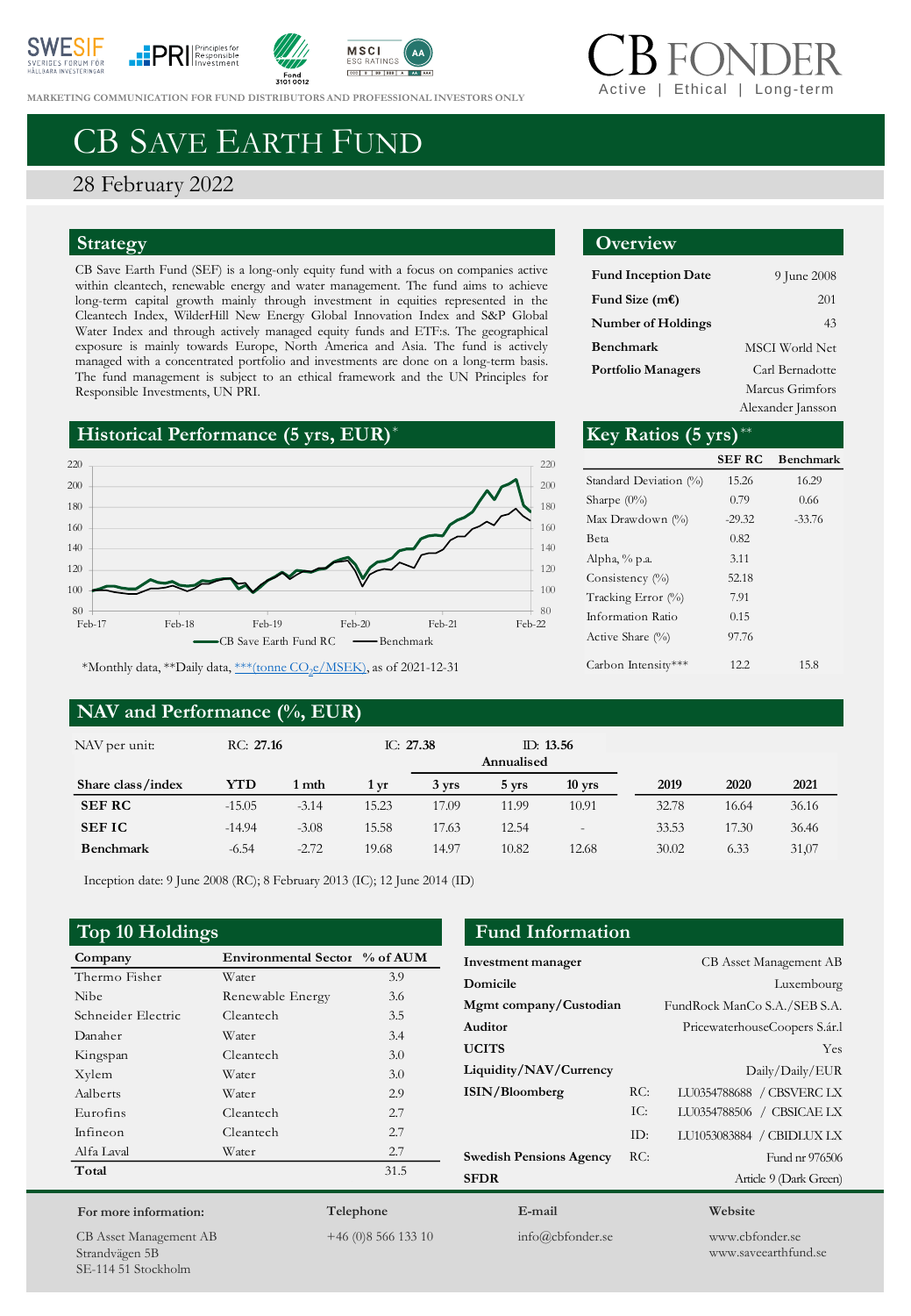MARKETING COMMUNICATION FOR FUND DISTRIBUTORS AND PROFESSIONAL INVESTORS ONLY

CB FONDER
Active | Ethical | Long-term

# CB Save Earth Fund

28 February 2022

## Strategy

CB Save Earth Fund (SEF) is a long-only equity fund with a focus on companies active within cleantech, renewable energy and water management. The fund aims to achieve long-term capital growth mainly through investment in equities represented in the Cleantech Index, WilderHill New Energy Global Innovation Index and S&P Global Water Index and through actively managed equity funds and ETF:s. The geographical exposure is mainly towards Europe, North America and Asia. The fund is actively managed with a concentrated portfolio and investments are done on a long-term basis. The fund management is subject to an ethical framework and the UN Principles for Responsible Investments, UN PRI.

## Overview

| | |
|---|---|
| **Fund Inception Date** | 9 June 2008 |
| **Fund Size (m€)** | 201 |
| **Number of Holdings** | 43 |
| **Benchmark** | MSCI World Net |
| **Portfolio Managers** | Carl Bernadotte<br>Marcus Grimfors<br>Alexander Jansson |

## Historical Performance (5 yrs, EUR)*

CB Save Earth Fund RC — Benchmark

*Monthly data, **Daily data, ***(tonne $CO_2e$/MSEK), as of 2021-12-31

## Key Ratios (5 yrs)**

| | SEF RC | Benchmark |
|---|---|---|
| Standard Deviation (%) | 15.26 | 16.29 |
| Sharpe (0%) | 0.79 | 0.66 |
| Max Drawdown (%) | -29.32 | -33.76 |
| Beta | 0.82 | |
| Alpha, % p.a. | 3.11 | |
| Consistency (%) | 52.18 | |
| Tracking Error (%) | 7.91 | |
| Information Ratio | 0.15 | |
| Active Share (%) | 97.76 | |
| Carbon Intensity*** | 12.2 | 15.8 |

## NAV and Performance (%, EUR)

NAV per unit: RC: **27.16** IC: **27.38** ID: **13.56**

| Share class/index | YTD | 1 mth | 1 yr | 3 yrs (Annualised) | 5 yrs (Annualised) | 10 yrs (Annualised) | 2019 | 2020 | 2021 |
|---|---|---|---|---|---|---|---|---|---|
| **SEF RC** | -15.05 | -3.14 | 15.23 | 17.09 | 11.99 | 10.91 | 32.78 | 16.64 | 36.16 |
| **SEF IC** | -14.94 | -3.08 | 15.58 | 17.63 | 12.54 | - | 33.53 | 17.30 | 36.46 |
| **Benchmark** | -6.54 | -2.72 | 19.68 | 14.97 | 10.82 | 12.68 | 30.02 | 6.33 | 31,07 |

Inception date: 9 June 2008 (RC); 8 February 2013 (IC); 12 June 2014 (ID)

## Top 10 Holdings

| Company | Environmental Sector | % of AUM |
|---|---|---|
| Thermo Fisher | Water | 3.9 |
| Nibe | Renewable Energy | 3.6 |
| Schneider Electric | Cleantech | 3.5 |
| Danaher | Water | 3.4 |
| Kingspan | Cleantech | 3.0 |
| Xylem | Water | 3.0 |
| Aalberts | Water | 2.9 |
| Eurofins | Cleantech | 2.7 |
| Infineon | Cleantech | 2.7 |
| Alfa Laval | Water | 2.7 |
| **Total** | | 31.5 |

## Fund Information

| | | |
|---|---|---|
| **Investment manager** | | CB Asset Management AB |
| **Domicile** | | Luxembourg |
| **Mgmt company/Custodian** | | FundRock ManCo S.A./SEB S.A. |
| **Auditor** | | PricewaterhouseCoopers S.àr.l |
| **UCITS** | | Yes |
| **Liquidity/NAV/Currency** | | Daily/Daily/EUR |
| **ISIN/Bloomberg** | RC: | LU0354788688 / CBSVERC LX |
| | IC: | LU0354788506 / CBSICAE LX |
| | ID: | LU1053083884 / CBIDLUX LX |
| **Swedish Pensions Agency** | RC: | Fund nr 976506 |
| **SFDR** | | Article 9 (Dark Green) |

**For more information:**

CB Asset Management AB
Strandvägen 5B
SE-114 51 Stockholm

**Telephone**
+46 (0)8 566 133 10

**E-mail**
info@cbfonder.se

**Website**
www.cbfonder.se
www.saveearthfund.se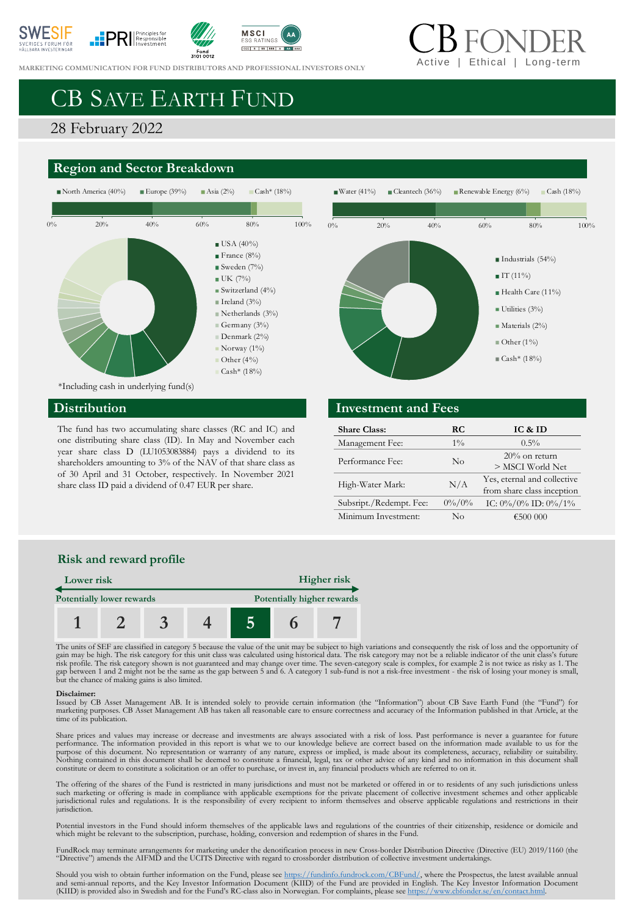MARKETING COMMUNICATION FOR FUND DISTRIBUTORS AND PROFESSIONAL INVESTORS ONLY

CB FONDER

Active | Ethical | Long-term

# CB SAVE EARTH FUND

28 February 2022

## Region and Sector Breakdown

North America (40%) Europe (39%) Asia (2%) Cash* (18%)

0% 20% 40% 60% 80% 100%

USA (40%)
France (8%)
Sweden (7%)
UK (7%)
Switzerland (4%)
Ireland (3%)
Netherlands (3%)
Germany (3%)
Denmark (2%)
Norway (1%)
Other (4%)
Cash* (18%)

*Including cash in underlying fund(s)

Water (41%) Cleantech (36%) Renewable Energy (6%) Cash (18%)

0% 20% 40% 60% 80% 100%

Industrials (54%)
IT (11%)
Health Care (11%)
Utilities (3%)
Materials (2%)
Other (1%)
Cash* (18%)

## Distribution

The fund has two accumulating share classes (RC and IC) and one distributing share class (ID). In May and November each year share class D (LU1053083884) pays a dividend to its shareholders amounting to 3% of the NAV of that share class as of 30 April and 31 October, respectively. In November 2021 share class ID paid a dividend of 0.47 EUR per share.

## Investment and Fees

| Share Class: | RC | IC & ID |
|---|---|---|
| Management Fee: | 1% | 0.5% |
| Performance Fee: | No | 20% on return > MSCI World Net |
| High-Water Mark: | N/A | Yes, eternal and collective from share class inception |
| Subsript./Redempt. Fee: | 0%/0% | IC: 0%/0% ID: 0%/1% |
| Minimum Investment: | No | €500 000 |

## Risk and reward profile

Lower risk — Higher risk

Potentially lower rewards — Potentially higher rewards

1 2 3 4 **5** 6 7

The units of SEF are classified in category 5 because the value of the unit may be subject to high variations and consequently the risk of loss and the opportunity of gain may be high. The risk category for this unit class was calculated using historical data. The risk category may not be a reliable indicator of the unit class's future risk profile. The risk category shown is not guaranteed and may change over time. The seven-category scale is complex, for example 2 is not twice as risky as 1. The gap between 1 and 2 might not be the same as the gap between 5 and 6. A category 1 sub-fund is not a risk-free investment - the risk of losing your money is small, but the chance of making gains is also limited.

**Disclaimer:**
Issued by CB Asset Management AB. It is intended solely to provide certain information (the "Information") about CB Save Earth Fund (the "Fund") for marketing purposes. CB Asset Management AB has taken all reasonable care to ensure correctness and accuracy of the Information published in that Article, at the time of its publication.

Share prices and values may increase or decrease and investments are always associated with a risk of loss. Past performance is never a guarantee for future performance. The information provided in this report is what we to our knowledge believe are correct based on the information made available to us for the purpose of this document. No representation or warranty of any nature, express or implied, is made about its completeness, accuracy, reliability or suitability. Nothing contained in this document shall be deemed to constitute a financial, legal, tax or other advice of any kind and no information in this document shall constitute or deem to constitute a solicitation or an offer to purchase, or invest in, any financial products which are referred to on it.

The offering of the shares of the Fund is restricted in many jurisdictions and must not be marketed or offered in or to residents of any such jurisdictions unless such marketing or offering is made in compliance with applicable exemptions for the private placement of collective investment schemes and other applicable jurisdictional rules and regulations. It is the responsibility of every recipient to inform themselves and observe applicable regulations and restrictions in their jurisdiction.

Potential investors in the Fund should inform themselves of the applicable laws and regulations of the countries of their citizenship, residence or domicile and which might be relevant to the subscription, purchase, holding, conversion and redemption of shares in the Fund.

FundRock may terminate arrangements for marketing under the denotification process in new Cross-border Distribution Directive (Directive (EU) 2019/1160 (the "Directive") amends the AIFMD and the UCITS Directive with regard to crossborder distribution of collective investment undertakings.

Should you wish to obtain further information on the Fund, please see https://fundinfo.fundrock.com/CBFund/, where the Prospectus, the latest available annual and semi-annual reports, and the Key Investor Information Document (KIID) of the Fund are provided in English. The Key Investor Information Document (KIID) is provided also in Swedish and for the Fund's RC-class also in Norwegian. For complaints, please see https://www.cbfonder.se/en/contact.html.